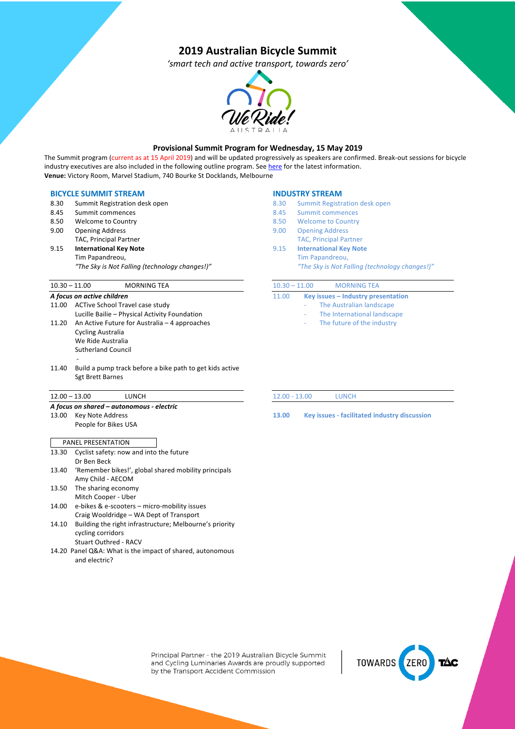# 2019 Australian Bicycle Summit

*'smart tech and active transport, towards zero'*

### Provisional Summit Program for Wednesday, 15 May 2019

The Summit program (current as at 15 April 2019) and will be updated progressively as speakers are confirmed. Break-out sessions for bicycle industry executives are also included in the following outline program. See here for the latest information.
**Venue:** Victory Room, Marvel Stadium, 740 Bourke St Docklands, Melbourne

## BICYCLE SUMMIT STREAM

- 8.30 Summit Registration desk open
- 8.45 Summit commences
- 8.50 Welcome to Country
- 9.00 Opening Address
  TAC, Principal Partner
- 9.15 **International Key Note**
  Tim Papandreou,
  *"The Sky is Not Falling (technology changes!)"*

10.30 – 11.00 MORNING TEA

***A focus on active children***

- 11.00 ACTive School Travel case study
  Lucille Bailie – Physical Activity Foundation
- 11.20 An Active Future for Australia – 4 approaches
  Cycling Australia
  We Ride Australia
  Sutherland Council
  -
- 11.40 Build a pump track before a bike path to get kids active
  Sgt Brett Barnes

12.00 – 13.00 LUNCH

***A focus on shared – autonomous - electric***

- 13.00 Key Note Address
  People for Bikes USA

PANEL PRESENTATION

- 13.30 Cyclist safety: now and into the future
  Dr Ben Beck
- 13.40 'Remember bikes!', global shared mobility principals
  Amy Child - AECOM
- 13.50 The sharing economy
  Mitch Cooper - Uber
- 14.00 e-bikes & e-scooters – micro-mobility issues
  Craig Wooldridge – WA Dept of Transport
- 14.10 Building the right infrastructure; Melbourne's priority cycling corridors
  Stuart Outhred - RACV
- 14.20 Panel Q&A: What is the impact of shared, autonomous and electric?

## INDUSTRY STREAM

- 8.30 Summit Registration desk open
- 8.45 Summit commences
- 8.50 Welcome to Country
- 9.00 Opening Address
  TAC, Principal Partner
- 9.15 **International Key Note**
  Tim Papandreou,
  *"The Sky is Not Falling (technology changes!)"*

10.30 – 11.00 MORNING TEA

- 11.00 **Key issues – Industry presentation**
  - The Australian landscape
  - The International landscape
  - The future of the industry

12.00 - 13.00 LUNCH

**13.00 Key issues - facilitated industry discussion**

Principal Partner - the 2019 Australian Bicycle Summit and Cycling Luminaries Awards are proudly supported by the Transport Accident Commission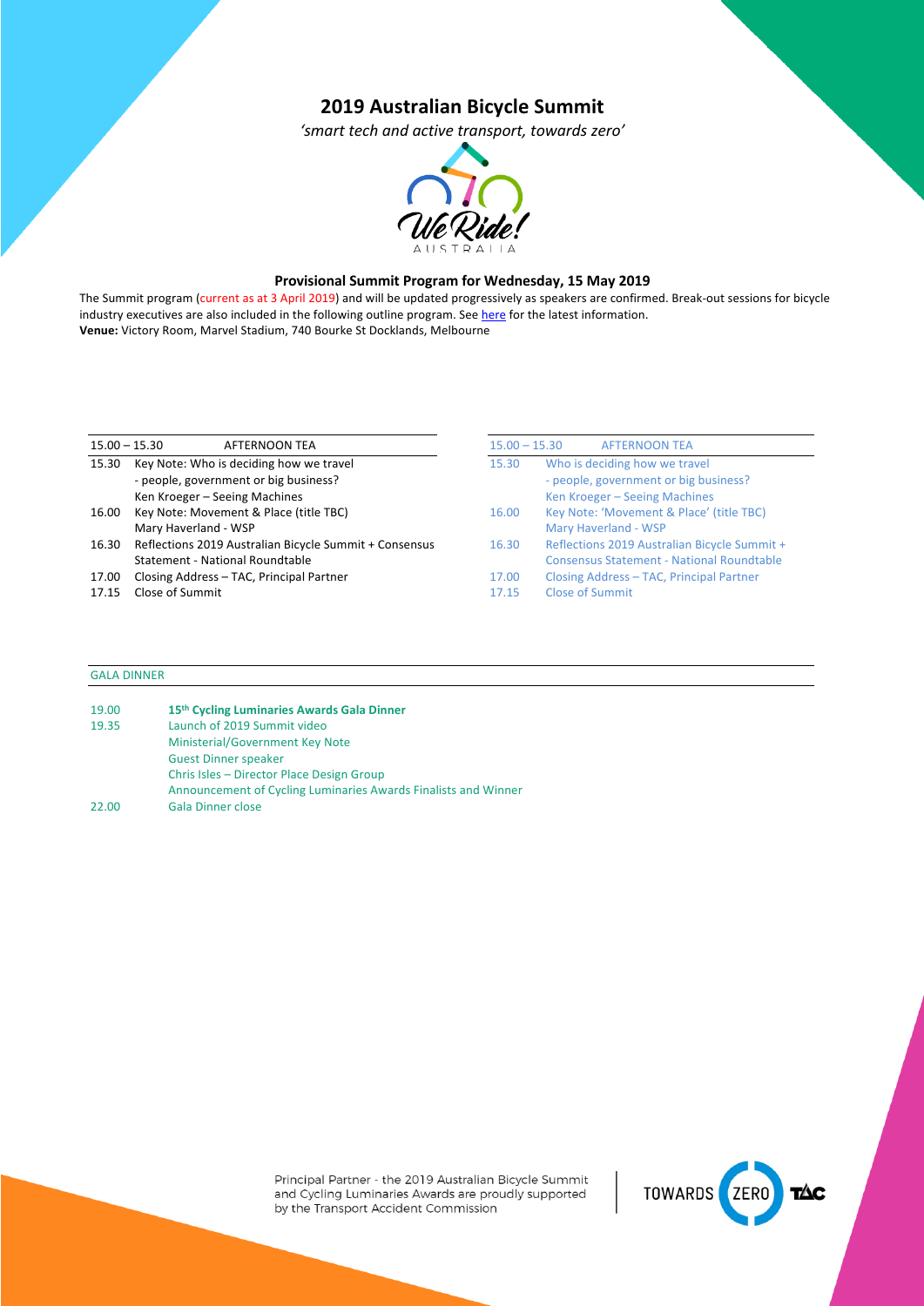# 2019 Australian Bicycle Summit

*'smart tech and active transport, towards zero'*

### Provisional Summit Program for Wednesday, 15 May 2019

The Summit program (current as at 3 April 2019) and will be updated progressively as speakers are confirmed. Break-out sessions for bicycle industry executives are also included in the following outline program. See here for the latest information.
**Venue:** Victory Room, Marvel Stadium, 740 Bourke St Docklands, Melbourne

| 15.00 – 15.30 | AFTERNOON TEA |
|---|---|
| 15.30 | Key Note: Who is deciding how we travel<br>- people, government or big business?<br>Ken Kroeger – Seeing Machines |
| 16.00 | Key Note: Movement & Place (title TBC)<br>Mary Haverland - WSP |
| 16.30 | Reflections 2019 Australian Bicycle Summit + Consensus Statement - National Roundtable |
| 17.00 | Closing Address – TAC, Principal Partner |
| 17.15 | Close of Summit |

| 15.00 – 15.30 | AFTERNOON TEA |
|---|---|
| 15.30 | Who is deciding how we travel<br>- people, government or big business?<br>Ken Kroeger – Seeing Machines |
| 16.00 | Key Note: 'Movement & Place' (title TBC)<br>Mary Haverland - WSP |
| 16.30 | Reflections 2019 Australian Bicycle Summit + Consensus Statement - National Roundtable |
| 17.00 | Closing Address – TAC, Principal Partner |
| 17.15 | Close of Summit |

GALA DINNER

| | |
|---|---|
| 19.00 | **15th Cycling Luminaries Awards Gala Dinner** |
| 19.35 | Launch of 2019 Summit video<br>Ministerial/Government Key Note<br>Guest Dinner speaker<br>Chris Isles – Director Place Design Group<br>Announcement of Cycling Luminaries Awards Finalists and Winner |
| 22.00 | Gala Dinner close |

Principal Partner - the 2019 Australian Bicycle Summit and Cycling Luminaries Awards are proudly supported by the Transport Accident Commission

TOWARDS ZERO TAC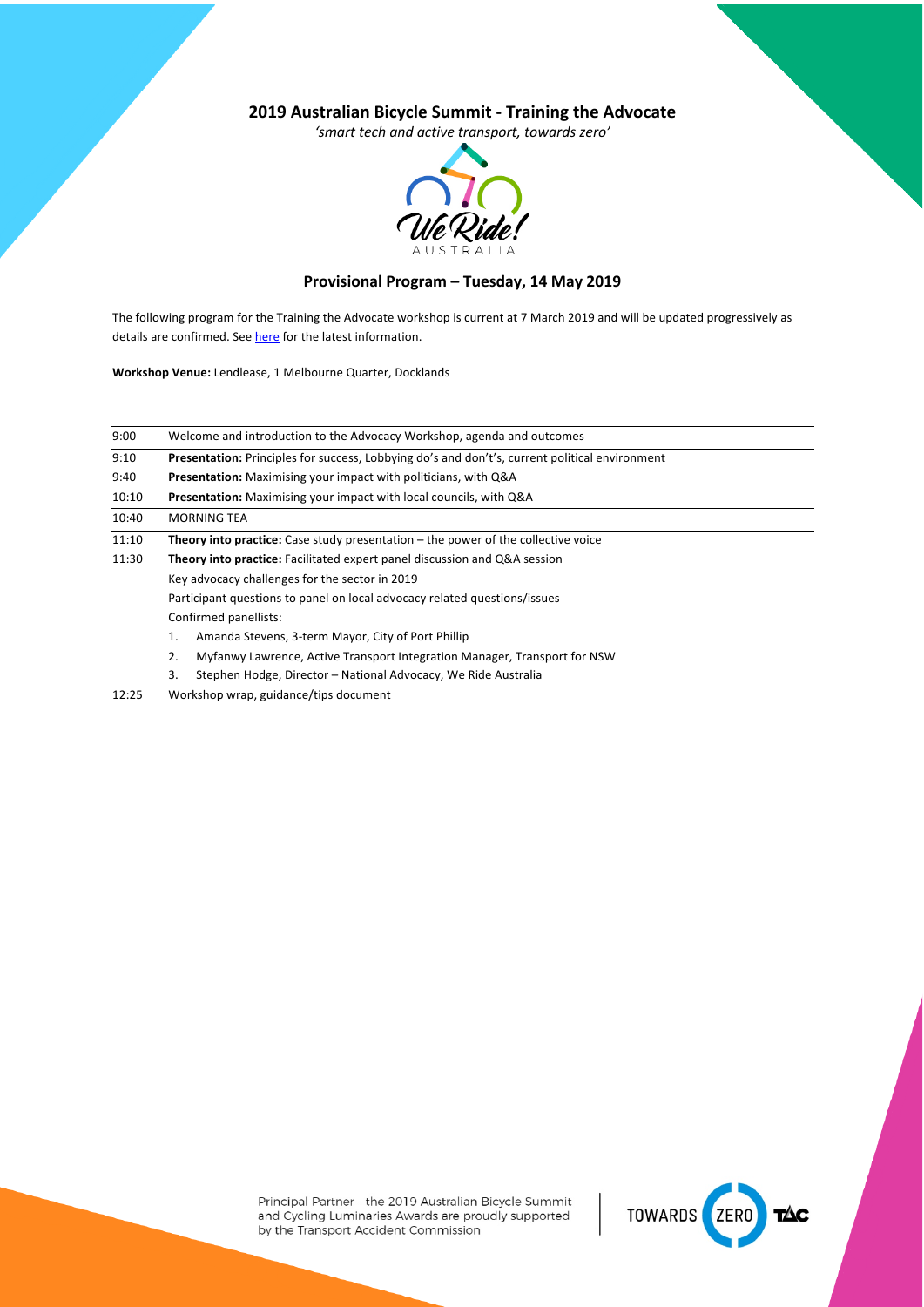# 2019 Australian Bicycle Summit - Training the Advocate

*'smart tech and active transport, towards zero'*

## Provisional Program – Tuesday, 14 May 2019

The following program for the Training the Advocate workshop is current at 7 March 2019 and will be updated progressively as details are confirmed. See here for the latest information.

**Workshop Venue:** Lendlease, 1 Melbourne Quarter, Docklands

| | |
|---|---|
| 9:00 | Welcome and introduction to the Advocacy Workshop, agenda and outcomes |
| 9:10 | **Presentation:** Principles for success, Lobbying do's and don't's, current political environment |
| 9:40 | **Presentation:** Maximising your impact with politicians, with Q&A |
| 10:10 | **Presentation:** Maximising your impact with local councils, with Q&A |
| 10:40 | MORNING TEA |
| 11:10 | **Theory into practice:** Case study presentation – the power of the collective voice |
| 11:30 | **Theory into practice:** Facilitated expert panel discussion and Q&A session<br>Key advocacy challenges for the sector in 2019<br>Participant questions to panel on local advocacy related questions/issues<br>Confirmed panellists:<br>1. Amanda Stevens, 3-term Mayor, City of Port Phillip<br>2. Myfanwy Lawrence, Active Transport Integration Manager, Transport for NSW<br>3. Stephen Hodge, Director – National Advocacy, We Ride Australia |
| 12:25 | Workshop wrap, guidance/tips document |

Principal Partner - the 2019 Australian Bicycle Summit and Cycling Luminaries Awards are proudly supported by the Transport Accident Commission